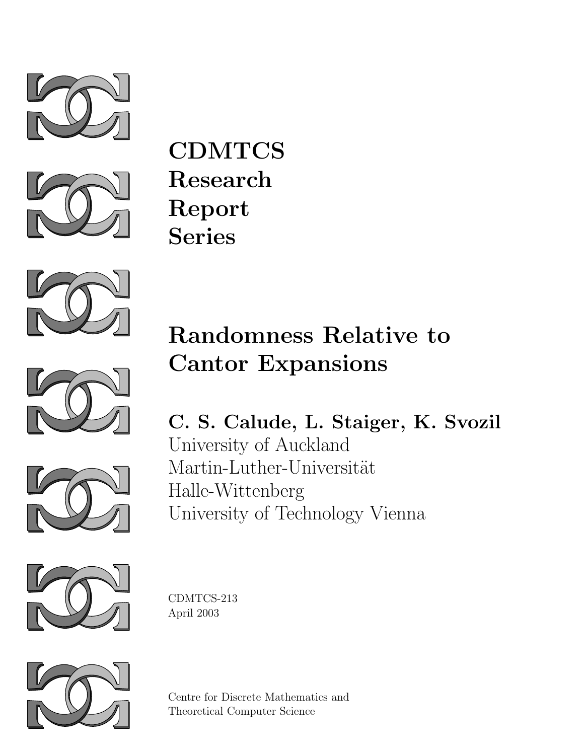# CDMTCS Research Report Series

# Randomness Relative to Cantor Expansions

**C. S. Calude, L. Staiger, K. Svozil**

University of Auckland
Martin-Luther-Universität
Halle-Wittenberg
University of Technology Vienna

CDMTCS-213
April 2003

Centre for Discrete Mathematics and
Theoretical Computer Science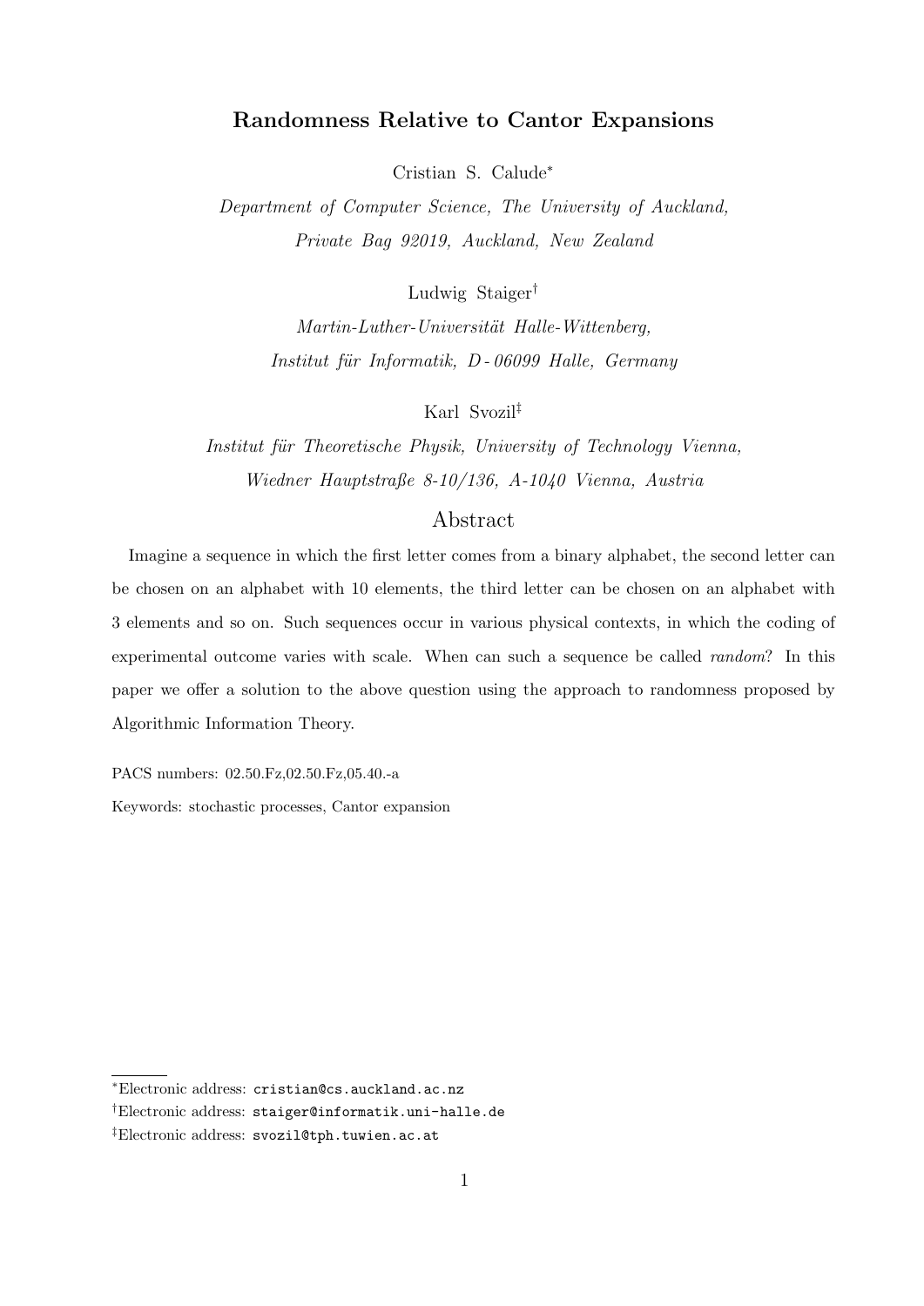# Randomness Relative to Cantor Expansions

Cristian S. Calude[*]

*Department of Computer Science, The University of Auckland, Private Bag 92019, Auckland, New Zealand*

Ludwig Staiger[†]

*Martin-Luther-Universität Halle-Wittenberg, Institut für Informatik, D - 06099 Halle, Germany*

Karl Svozil[‡]

*Institut für Theoretische Physik, University of Technology Vienna, Wiedner Hauptstraße 8-10/136, A-1040 Vienna, Austria*

## Abstract

Imagine a sequence in which the first letter comes from a binary alphabet, the second letter can be chosen on an alphabet with 10 elements, the third letter can be chosen on an alphabet with 3 elements and so on. Such sequences occur in various physical contexts, in which the coding of experimental outcome varies with scale. When can such a sequence be called *random*? In this paper we offer a solution to the above question using the approach to randomness proposed by Algorithmic Information Theory.

PACS numbers: 02.50.Fz,02.50.Fz,05.40.-a

Keywords: stochastic processes, Cantor expansion

[*]Electronic address: `cristian@cs.auckland.ac.nz`

[†]Electronic address: `staiger@informatik.uni-halle.de`

[‡]Electronic address: `svozil@tph.tuwien.ac.at`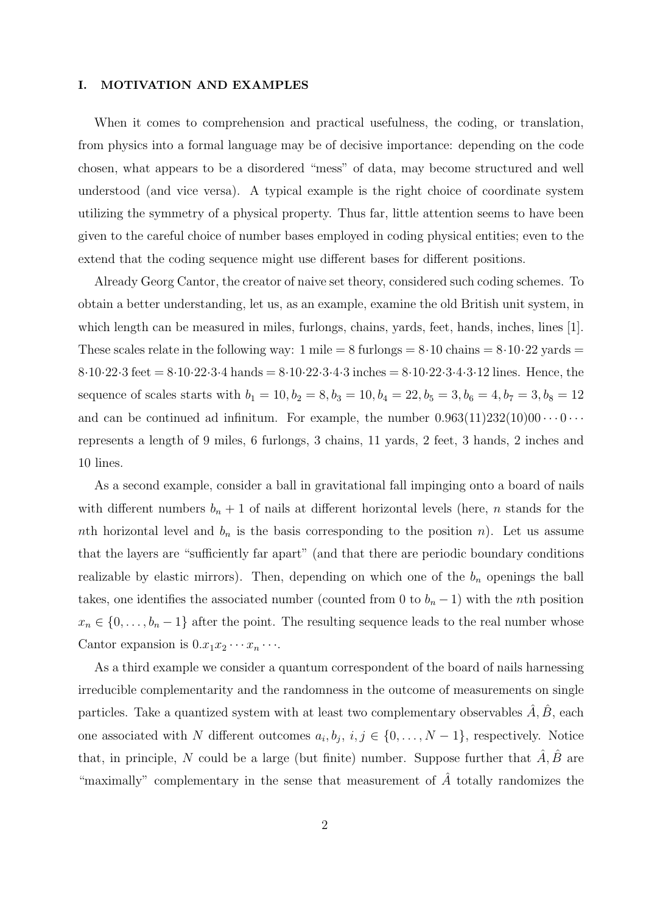## I. MOTIVATION AND EXAMPLES

When it comes to comprehension and practical usefulness, the coding, or translation, from physics into a formal language may be of decisive importance: depending on the code chosen, what appears to be a disordered "mess" of data, may become structured and well understood (and vice versa). A typical example is the right choice of coordinate system utilizing the symmetry of a physical property. Thus far, little attention seems to have been given to the careful choice of number bases employed in coding physical entities; even to the extend that the coding sequence might use different bases for different positions.

Already Georg Cantor, the creator of naive set theory, considered such coding schemes. To obtain a better understanding, let us, as an example, examine the old British unit system, in which length can be measured in miles, furlongs, chains, yards, feet, hands, inches, lines [1]. These scales relate in the following way: 1 mile = 8 furlongs = $8{\cdot}10$ chains = $8{\cdot}10{\cdot}22$ yards = $8{\cdot}10{\cdot}22{\cdot}3$ feet = $8{\cdot}10{\cdot}22{\cdot}3{\cdot}4$ hands = $8{\cdot}10{\cdot}22{\cdot}3{\cdot}4{\cdot}3$ inches = $8{\cdot}10{\cdot}22{\cdot}3{\cdot}4{\cdot}3{\cdot}12$ lines. Hence, the sequence of scales starts with $b_1 = 10, b_2 = 8, b_3 = 10, b_4 = 22, b_5 = 3, b_6 = 4, b_7 = 3, b_8 = 12$ and can be continued ad infinitum. For example, the number $0.963(11)232(10)00 \cdots 0 \cdots$ represents a length of 9 miles, 6 furlongs, 3 chains, 11 yards, 2 feet, 3 hands, 2 inches and 10 lines.

As a second example, consider a ball in gravitational fall impinging onto a board of nails with different numbers $b_n + 1$ of nails at different horizontal levels (here, $n$ stands for the $n$th horizontal level and $b_n$ is the basis corresponding to the position $n$). Let us assume that the layers are "sufficiently far apart" (and that there are periodic boundary conditions realizable by elastic mirrors). Then, depending on which one of the $b_n$ openings the ball takes, one identifies the associated number (counted from 0 to $b_n - 1$) with the $n$th position $x_n \in \{0, \ldots, b_n - 1\}$ after the point. The resulting sequence leads to the real number whose Cantor expansion is $0.x_1 x_2 \cdots x_n \cdots$.

As a third example we consider a quantum correspondent of the board of nails harnessing irreducible complementarity and the randomness in the outcome of measurements on single particles. Take a quantized system with at least two complementary observables $\hat{A}, \hat{B}$, each one associated with $N$ different outcomes $a_i, b_j$, $i, j \in \{0, \ldots, N-1\}$, respectively. Notice that, in principle, $N$ could be a large (but finite) number. Suppose further that $\hat{A}, \hat{B}$ are "maximally" complementary in the sense that measurement of $\hat{A}$ totally randomizes the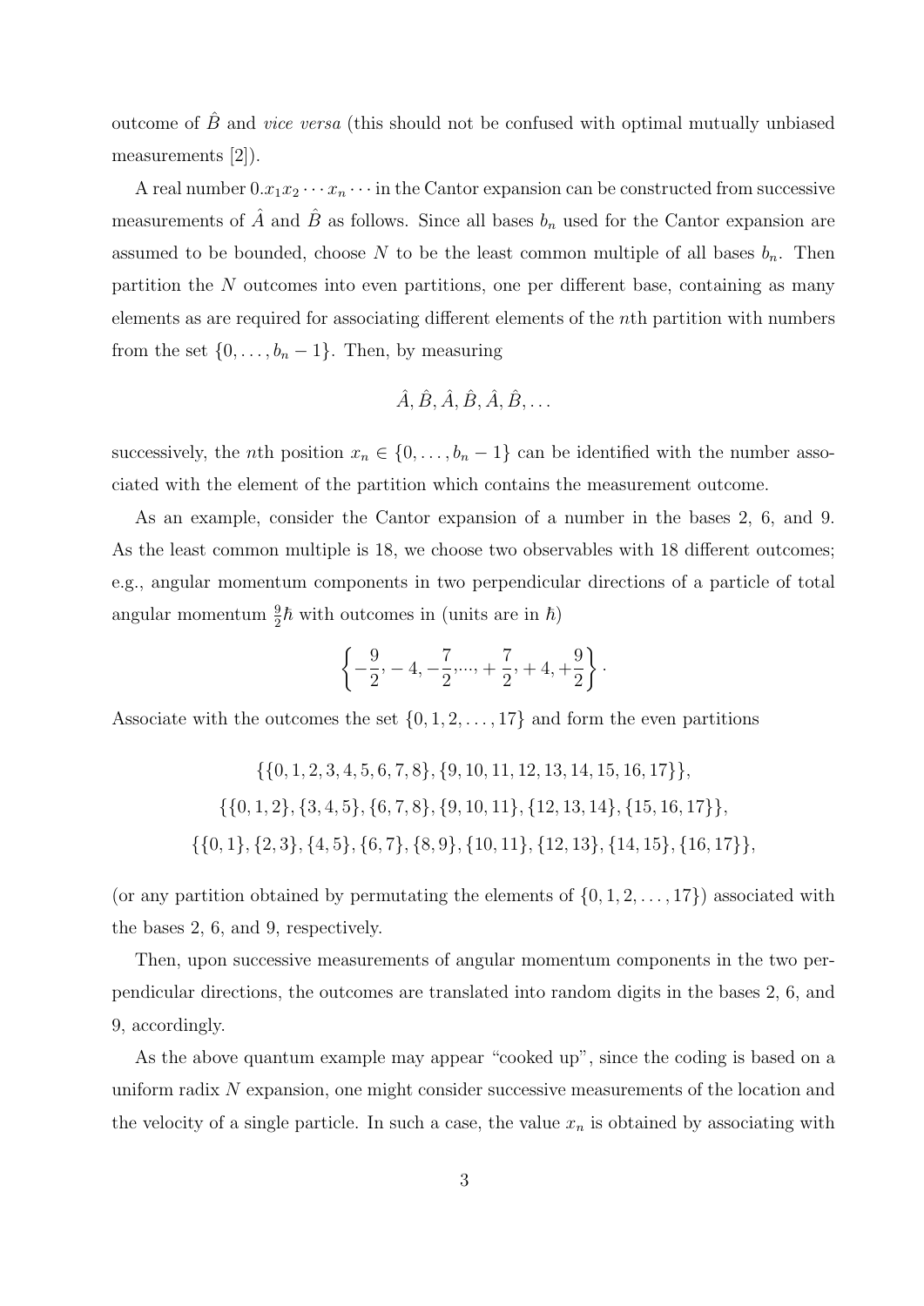outcome of $\hat{B}$ and *vice versa* (this should not be confused with optimal mutually unbiased measurements [2]).

A real number $0.x_1x_2\cdots x_n\cdots$ in the Cantor expansion can be constructed from successive measurements of $\hat{A}$ and $\hat{B}$ as follows. Since all bases $b_n$ used for the Cantor expansion are assumed to be bounded, choose $N$ to be the least common multiple of all bases $b_n$. Then partition the $N$ outcomes into even partitions, one per different base, containing as many elements as are required for associating different elements of the $n$th partition with numbers from the set $\{0,\ldots,b_n-1\}$. Then, by measuring

$$\hat{A},\hat{B},\hat{A},\hat{B},\hat{A},\hat{B},\ldots$$

successively, the $n$th position $x_n \in \{0,\ldots,b_n-1\}$ can be identified with the number associated with the element of the partition which contains the measurement outcome.

As an example, consider the Cantor expansion of a number in the bases 2, 6, and 9. As the least common multiple is 18, we choose two observables with 18 different outcomes; e.g., angular momentum components in two perpendicular directions of a particle of total angular momentum $\frac{9}{2}\hbar$ with outcomes in (units are in $\hbar$)

$$\left\{-\frac{9}{2},-4,-\frac{7}{2},\ldots,+\frac{7}{2},+4,+\frac{9}{2}\right\}.$$

Associate with the outcomes the set $\{0,1,2,\ldots,17\}$ and form the even partitions

$$\{\{0,1,2,3,4,5,6,7,8\},\{9,10,11,12,13,14,15,16,17\}\},$$
$$\{\{0,1,2\},\{3,4,5\},\{6,7,8\},\{9,10,11\},\{12,13,14\},\{15,16,17\}\},$$
$$\{\{0,1\},\{2,3\},\{4,5\},\{6,7\},\{8,9\},\{10,11\},\{12,13\},\{14,15\},\{16,17\}\},$$

(or any partition obtained by permutating the elements of $\{0,1,2,\ldots,17\}$) associated with the bases 2, 6, and 9, respectively.

Then, upon successive measurements of angular momentum components in the two perpendicular directions, the outcomes are translated into random digits in the bases 2, 6, and 9, accordingly.

As the above quantum example may appear "cooked up", since the coding is based on a uniform radix $N$ expansion, one might consider successive measurements of the location and the velocity of a single particle. In such a case, the value $x_n$ is obtained by associating with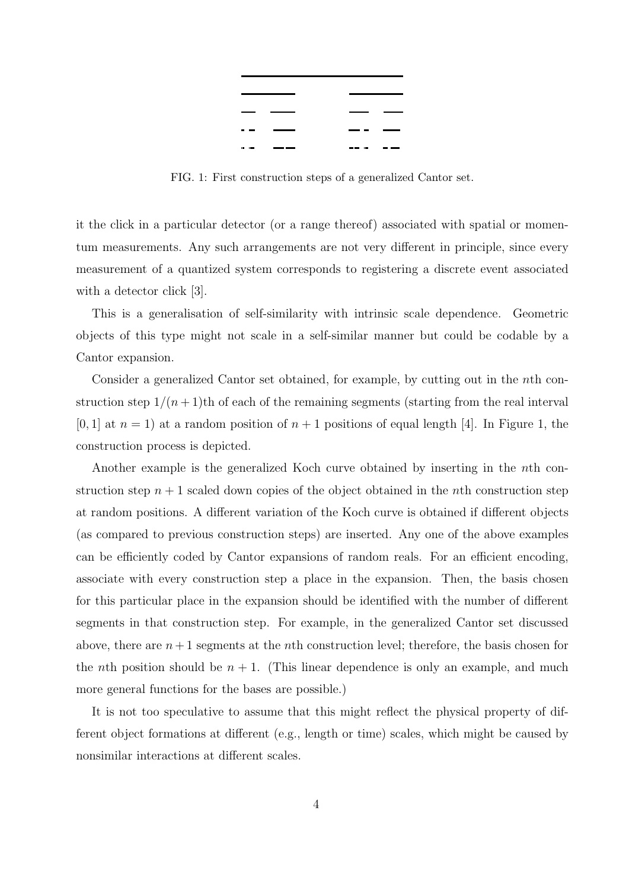FIG. 1: First construction steps of a generalized Cantor set.

it the click in a particular detector (or a range thereof) associated with spatial or momentum measurements. Any such arrangements are not very different in principle, since every measurement of a quantized system corresponds to registering a discrete event associated with a detector click [3].

This is a generalisation of self-similarity with intrinsic scale dependence. Geometric objects of this type might not scale in a self-similar manner but could be codable by a Cantor expansion.

Consider a generalized Cantor set obtained, for example, by cutting out in the $n$th construction step $1/(n+1)$th of each of the remaining segments (starting from the real interval $[0,1]$ at $n=1$) at a random position of $n+1$ positions of equal length [4]. In Figure 1, the construction process is depicted.

Another example is the generalized Koch curve obtained by inserting in the $n$th construction step $n+1$ scaled down copies of the object obtained in the $n$th construction step at random positions. A different variation of the Koch curve is obtained if different objects (as compared to previous construction steps) are inserted. Any one of the above examples can be efficiently coded by Cantor expansions of random reals. For an efficient encoding, associate with every construction step a place in the expansion. Then, the basis chosen for this particular place in the expansion should be identified with the number of different segments in that construction step. For example, in the generalized Cantor set discussed above, there are $n+1$ segments at the $n$th construction level; therefore, the basis chosen for the $n$th position should be $n+1$. (This linear dependence is only an example, and much more general functions for the bases are possible.)

It is not too speculative to assume that this might reflect the physical property of different object formations at different (e.g., length or time) scales, which might be caused by nonsimilar interactions at different scales.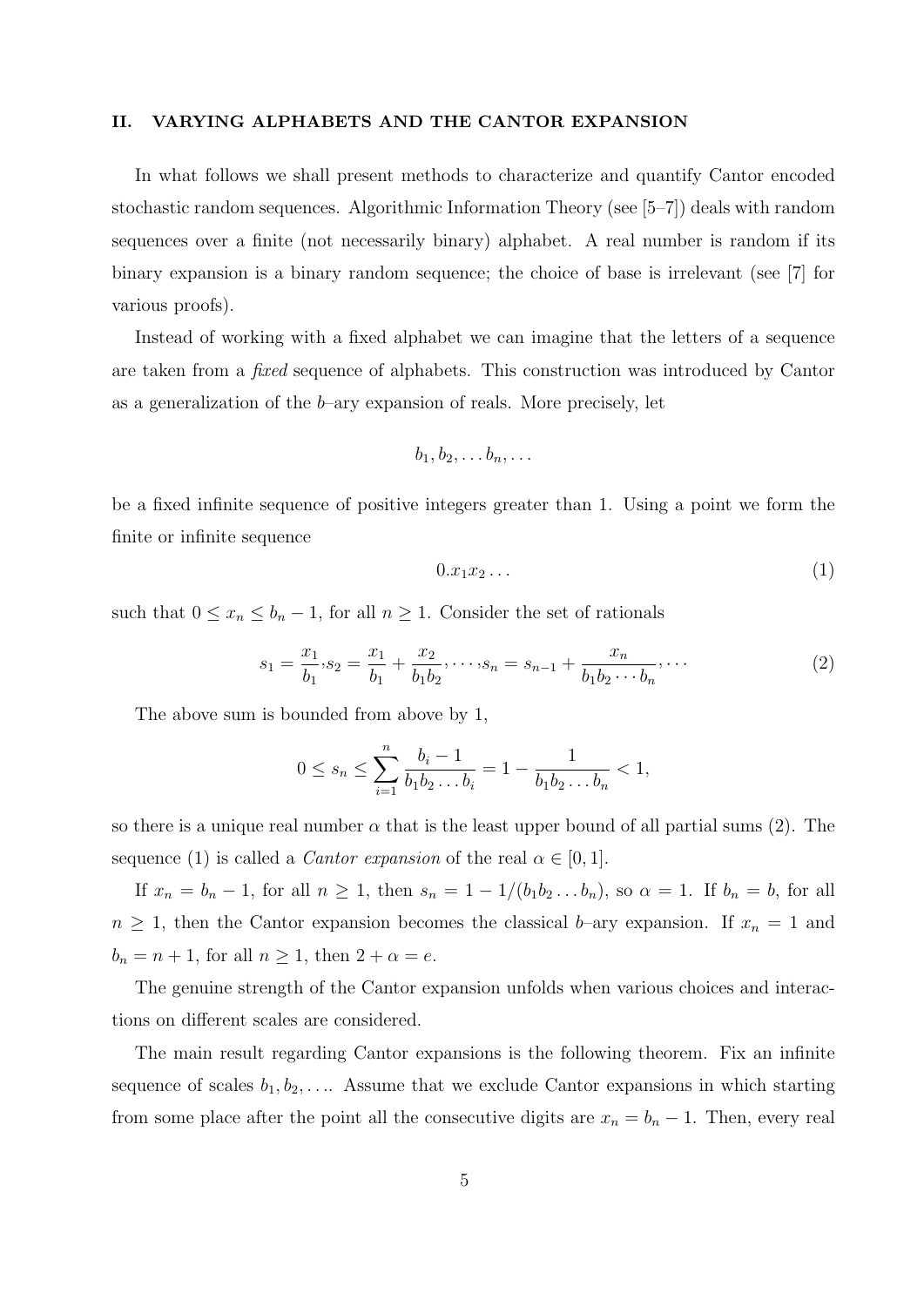## II. VARYING ALPHABETS AND THE CANTOR EXPANSION

In what follows we shall present methods to characterize and quantify Cantor encoded stochastic random sequences. Algorithmic Information Theory (see [5–7]) deals with random sequences over a finite (not necessarily binary) alphabet. A real number is random if its binary expansion is a binary random sequence; the choice of base is irrelevant (see [7] for various proofs).

Instead of working with a fixed alphabet we can imagine that the letters of a sequence are taken from a *fixed* sequence of alphabets. This construction was introduced by Cantor as a generalization of the $b$–ary expansion of reals. More precisely, let

$$b_1, b_2, \ldots b_n, \ldots$$

be a fixed infinite sequence of positive integers greater than 1. Using a point we form the finite or infinite sequence

$$0.x_1x_2\ldots \tag{1}$$

such that $0 \leq x_n \leq b_n - 1$, for all $n \geq 1$. Consider the set of rationals

$$s_1 = \frac{x_1}{b_1}, s_2 = \frac{x_1}{b_1} + \frac{x_2}{b_1b_2}, \cdots, s_n = s_{n-1} + \frac{x_n}{b_1b_2\cdots b_n}, \cdots \tag{2}$$

The above sum is bounded from above by 1,

$$0 \leq s_n \leq \sum_{i=1}^{n} \frac{b_i - 1}{b_1b_2\ldots b_i} = 1 - \frac{1}{b_1b_2\ldots b_n} < 1,$$

so there is a unique real number $\alpha$ that is the least upper bound of all partial sums (2). The sequence (1) is called a *Cantor expansion* of the real $\alpha \in [0, 1]$.

If $x_n = b_n - 1$, for all $n \geq 1$, then $s_n = 1 - 1/(b_1b_2\ldots b_n)$, so $\alpha = 1$. If $b_n = b$, for all $n \geq 1$, then the Cantor expansion becomes the classical $b$–ary expansion. If $x_n = 1$ and $b_n = n + 1$, for all $n \geq 1$, then $2 + \alpha = e$.

The genuine strength of the Cantor expansion unfolds when various choices and interactions on different scales are considered.

The main result regarding Cantor expansions is the following theorem. Fix an infinite sequence of scales $b_1, b_2, \ldots$. Assume that we exclude Cantor expansions in which starting from some place after the point all the consecutive digits are $x_n = b_n - 1$. Then, every real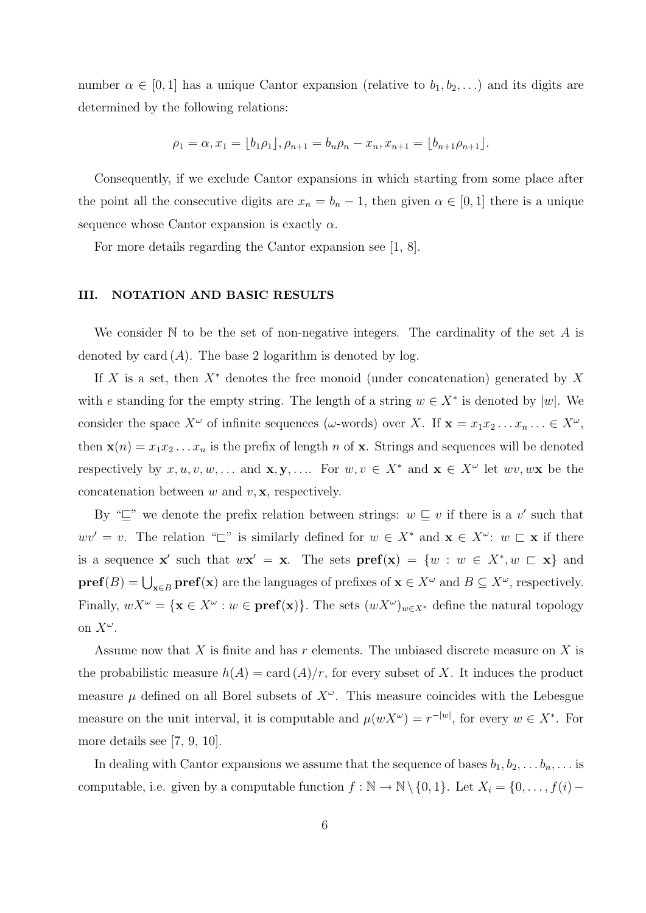number $\alpha \in [0,1]$ has a unique Cantor expansion (relative to $b_1, b_2, \ldots$) and its digits are determined by the following relations:

$$\rho_1 = \alpha, x_1 = \lfloor b_1 \rho_1 \rfloor, \rho_{n+1} = b_n \rho_n - x_n, x_{n+1} = \lfloor b_{n+1} \rho_{n+1} \rfloor.$$

Consequently, if we exclude Cantor expansions in which starting from some place after the point all the consecutive digits are $x_n = b_n - 1$, then given $\alpha \in [0,1]$ there is a unique sequence whose Cantor expansion is exactly $\alpha$.

For more details regarding the Cantor expansion see [1, 8].

## III. NOTATION AND BASIC RESULTS

We consider $\mathbb{N}$ to be the set of non-negative integers. The cardinality of the set $A$ is denoted by $\mathrm{card}\,(A)$. The base 2 logarithm is denoted by log.

If $X$ is a set, then $X^*$ denotes the free monoid (under concatenation) generated by $X$ with $e$ standing for the empty string. The length of a string $w \in X^*$ is denoted by $|w|$. We consider the space $X^\omega$ of infinite sequences ($\omega$-words) over $X$. If $\mathbf{x} = x_1 x_2 \ldots x_n \ldots \in X^\omega$, then $\mathbf{x}(n) = x_1 x_2 \ldots x_n$ is the prefix of length $n$ of $\mathbf{x}$. Strings and sequences will be denoted respectively by $x, u, v, w, \ldots$ and $\mathbf{x}, \mathbf{y}, \ldots$. For $w, v \in X^*$ and $\mathbf{x} \in X^\omega$ let $wv, w\mathbf{x}$ be the concatenation between $w$ and $v, \mathbf{x}$, respectively.

By "$\sqsubseteq$" we denote the prefix relation between strings: $w \sqsubseteq v$ if there is a $v'$ such that $wv' = v$. The relation "$\sqsubset$" is similarly defined for $w \in X^*$ and $\mathbf{x} \in X^\omega$: $w \sqsubset \mathbf{x}$ if there is a sequence $\mathbf{x}'$ such that $w\mathbf{x}' = \mathbf{x}$. The sets $\mathbf{pref}(\mathbf{x}) = \{w : w \in X^*, w \sqsubset \mathbf{x}\}$ and $\mathbf{pref}(B) = \bigcup_{\mathbf{x} \in B} \mathbf{pref}(\mathbf{x})$ are the languages of prefixes of $\mathbf{x} \in X^\omega$ and $B \subseteq X^\omega$, respectively. Finally, $wX^\omega = \{\mathbf{x} \in X^\omega : w \in \mathbf{pref}(\mathbf{x})\}$. The sets $(wX^\omega)_{w \in X^*}$ define the natural topology on $X^\omega$.

Assume now that $X$ is finite and has $r$ elements. The unbiased discrete measure on $X$ is the probabilistic measure $h(A) = \mathrm{card}\,(A)/r$, for every subset of $X$. It induces the product measure $\mu$ defined on all Borel subsets of $X^\omega$. This measure coincides with the Lebesgue measure on the unit interval, it is computable and $\mu(wX^\omega) = r^{-|w|}$, for every $w \in X^*$. For more details see [7, 9, 10].

In dealing with Cantor expansions we assume that the sequence of bases $b_1, b_2, \ldots b_n, \ldots$ is computable, i.e. given by a computable function $f : \mathbb{N} \to \mathbb{N} \setminus \{0, 1\}$. Let $X_i = \{0, \ldots, f(i) -$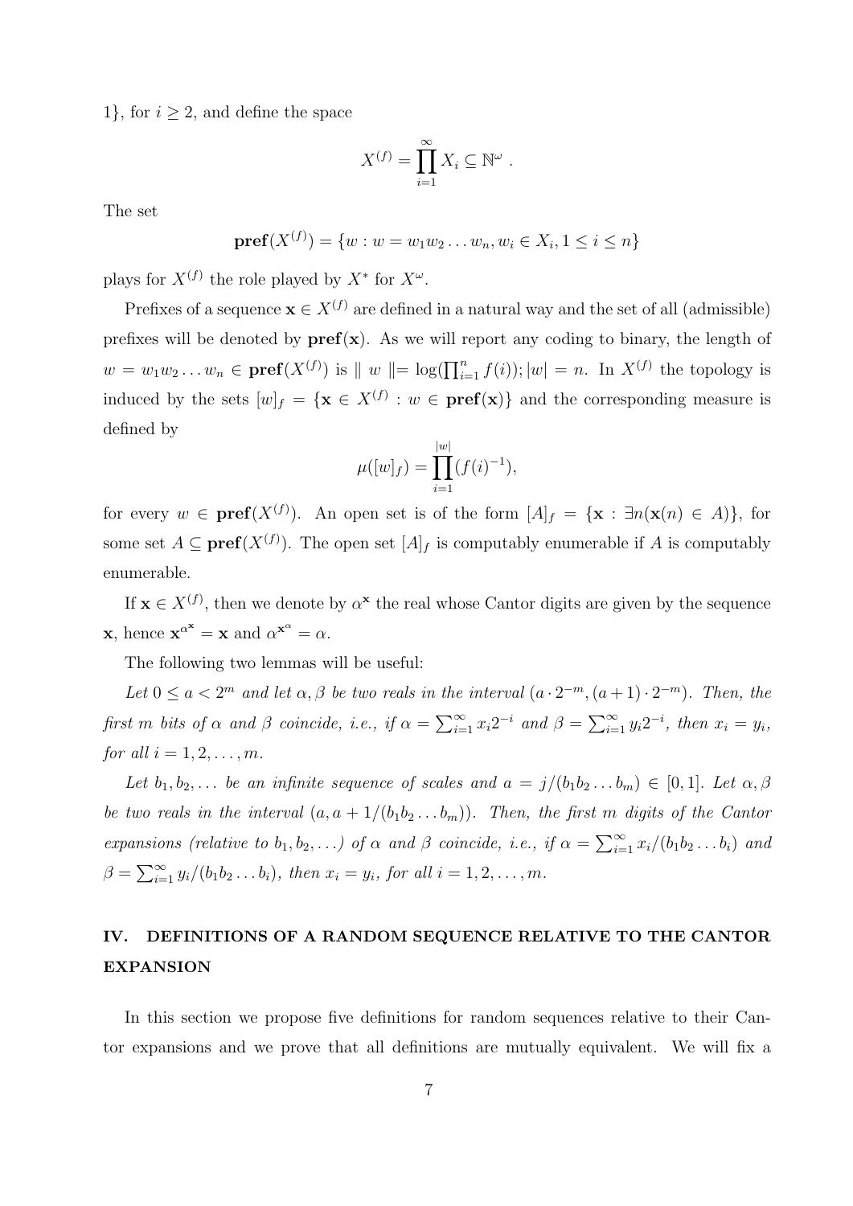1}, for $i \geq 2$, and define the space

$$X^{(f)} = \prod_{i=1}^{\infty} X_i \subseteq \mathbb{N}^{\omega} .$$

The set

$$\mathbf{pref}(X^{(f)}) = \{w : w = w_1 w_2 \dots w_n, w_i \in X_i, 1 \leq i \leq n\}$$

plays for $X^{(f)}$ the role played by $X^*$ for $X^{\omega}$.

Prefixes of a sequence $\mathbf{x} \in X^{(f)}$ are defined in a natural way and the set of all (admissible) prefixes will be denoted by $\mathbf{pref}(\mathbf{x})$. As we will report any coding to binary, the length of $w = w_1 w_2 \dots w_n \in \mathbf{pref}(X^{(f)})$ is $\parallel w \parallel = \log(\prod_{i=1}^{n} f(i)); |w| = n$. In $X^{(f)}$ the topology is induced by the sets $[w]_f = \{\mathbf{x} \in X^{(f)} : w \in \mathbf{pref}(\mathbf{x})\}$ and the corresponding measure is defined by

$$\mu([w]_f) = \prod_{i=1}^{|w|} (f(i)^{-1}),$$

for every $w \in \mathbf{pref}(X^{(f)})$. An open set is of the form $[A]_f = \{\mathbf{x} : \exists n(\mathbf{x}(n) \in A)\}$, for some set $A \subseteq \mathbf{pref}(X^{(f)})$. The open set $[A]_f$ is computably enumerable if $A$ is computably enumerable.

If $\mathbf{x} \in X^{(f)}$, then we denote by $\alpha^{\mathbf{x}}$ the real whose Cantor digits are given by the sequence $\mathbf{x}$, hence $\mathbf{x}^{\alpha^{\mathbf{x}}} = \mathbf{x}$ and $\alpha^{\mathbf{x}^{\alpha}} = \alpha$.

The following two lemmas will be useful:

*Let $0 \leq a < 2^m$ and let $\alpha, \beta$ be two reals in the interval $(a \cdot 2^{-m}, (a+1) \cdot 2^{-m})$. Then, the first $m$ bits of $\alpha$ and $\beta$ coincide, i.e., if $\alpha = \sum_{i=1}^{\infty} x_i 2^{-i}$ and $\beta = \sum_{i=1}^{\infty} y_i 2^{-i}$, then $x_i = y_i$, for all $i = 1, 2, \dots, m$.*

*Let $b_1, b_2, \dots$ be an infinite sequence of scales and $a = j/(b_1 b_2 \dots b_m) \in [0, 1]$. Let $\alpha, \beta$ be two reals in the interval $(a, a + 1/(b_1 b_2 \dots b_m))$. Then, the first $m$ digits of the Cantor expansions (relative to $b_1, b_2, \dots$) of $\alpha$ and $\beta$ coincide, i.e., if $\alpha = \sum_{i=1}^{\infty} x_i/(b_1 b_2 \dots b_i)$ and $\beta = \sum_{i=1}^{\infty} y_i/(b_1 b_2 \dots b_i)$, then $x_i = y_i$, for all $i = 1, 2, \dots, m$.*

## IV. DEFINITIONS OF A RANDOM SEQUENCE RELATIVE TO THE CANTOR EXPANSION

In this section we propose five definitions for random sequences relative to their Cantor expansions and we prove that all definitions are mutually equivalent. We will fix a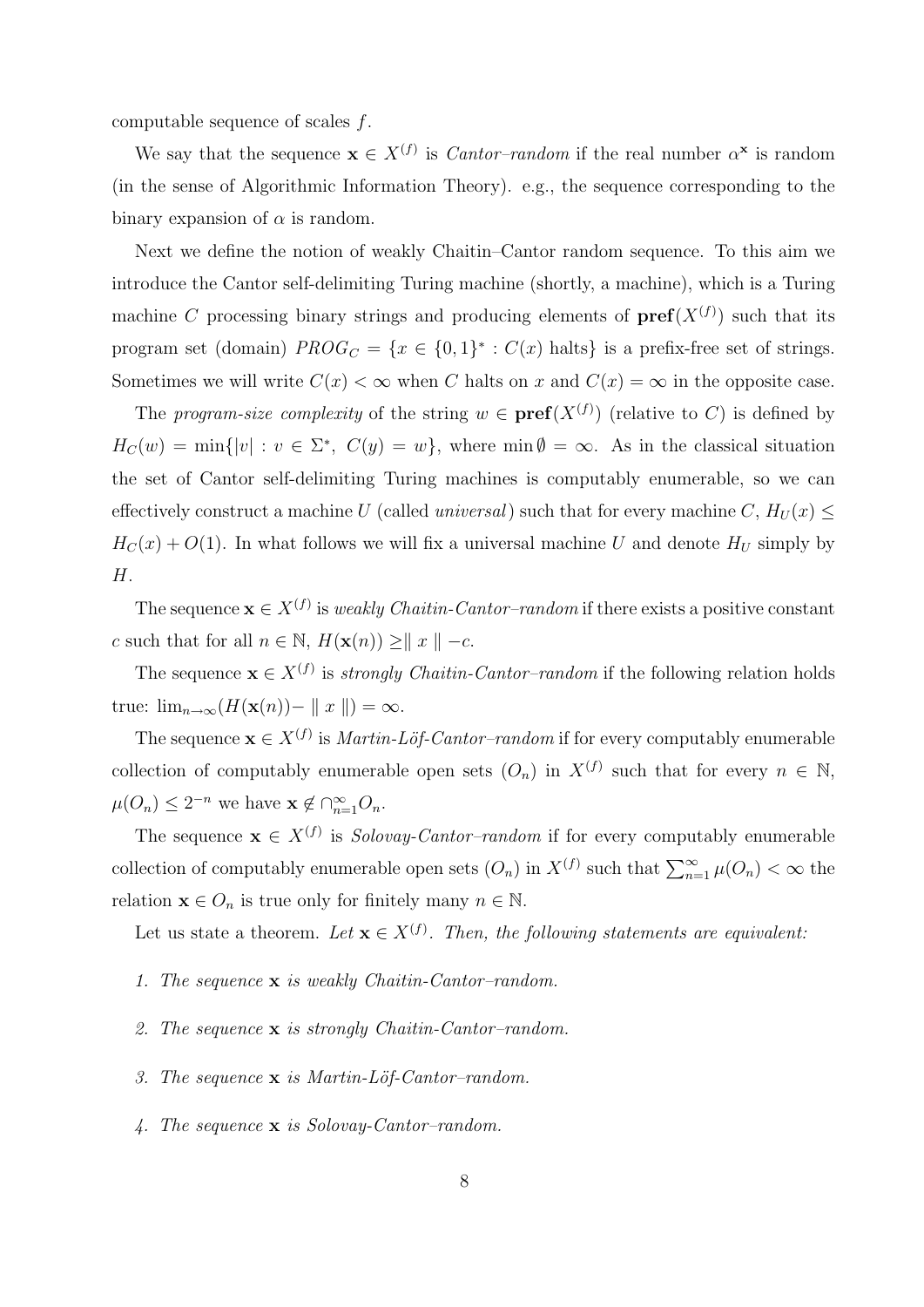computable sequence of scales $f$.

We say that the sequence $\mathbf{x} \in X^{(f)}$ is *Cantor–random* if the real number $\alpha^{\mathbf{x}}$ is random (in the sense of Algorithmic Information Theory). e.g., the sequence corresponding to the binary expansion of $\alpha$ is random.

Next we define the notion of weakly Chaitin–Cantor random sequence. To this aim we introduce the Cantor self-delimiting Turing machine (shortly, a machine), which is a Turing machine $C$ processing binary strings and producing elements of $\mathbf{pref}(X^{(f)})$ such that its program set (domain) $PROG_C = \{x \in \{0,1\}^* : C(x) \text{ halts}\}$ is a prefix-free set of strings. Sometimes we will write $C(x) < \infty$ when $C$ halts on $x$ and $C(x) = \infty$ in the opposite case.

The *program-size complexity* of the string $w \in \mathbf{pref}(X^{(f)})$ (relative to $C$) is defined by $H_C(w) = \min\{|v| : v \in \Sigma^*,\ C(y) = w\}$, where $\min \emptyset = \infty$. As in the classical situation the set of Cantor self-delimiting Turing machines is computably enumerable, so we can effectively construct a machine $U$ (called *universal*) such that for every machine $C$, $H_U(x) \leq H_C(x) + O(1)$. In what follows we will fix a universal machine $U$ and denote $H_U$ simply by $H$.

The sequence $\mathbf{x} \in X^{(f)}$ is *weakly Chaitin-Cantor–random* if there exists a positive constant $c$ such that for all $n \in \mathbb{N}$, $H(\mathbf{x}(n)) \geq \parallel x \parallel - c$.

The sequence $\mathbf{x} \in X^{(f)}$ is *strongly Chaitin-Cantor–random* if the following relation holds true: $\lim_{n\to\infty}(H(\mathbf{x}(n)) - \parallel x \parallel) = \infty$.

The sequence $\mathbf{x} \in X^{(f)}$ is *Martin-Löf-Cantor–random* if for every computably enumerable collection of computably enumerable open sets $(O_n)$ in $X^{(f)}$ such that for every $n \in \mathbb{N}$, $\mu(O_n) \leq 2^{-n}$ we have $\mathbf{x} \notin \cap_{n=1}^{\infty} O_n$.

The sequence $\mathbf{x} \in X^{(f)}$ is *Solovay-Cantor–random* if for every computably enumerable collection of computably enumerable open sets $(O_n)$ in $X^{(f)}$ such that $\sum_{n=1}^{\infty} \mu(O_n) < \infty$ the relation $\mathbf{x} \in O_n$ is true only for finitely many $n \in \mathbb{N}$.

Let us state a theorem. *Let $\mathbf{x} \in X^{(f)}$. Then, the following statements are equivalent:*

1. *The sequence $\mathbf{x}$ is weakly Chaitin-Cantor–random.*
2. *The sequence $\mathbf{x}$ is strongly Chaitin-Cantor–random.*
3. *The sequence $\mathbf{x}$ is Martin-Löf-Cantor–random.*
4. *The sequence $\mathbf{x}$ is Solovay-Cantor–random.*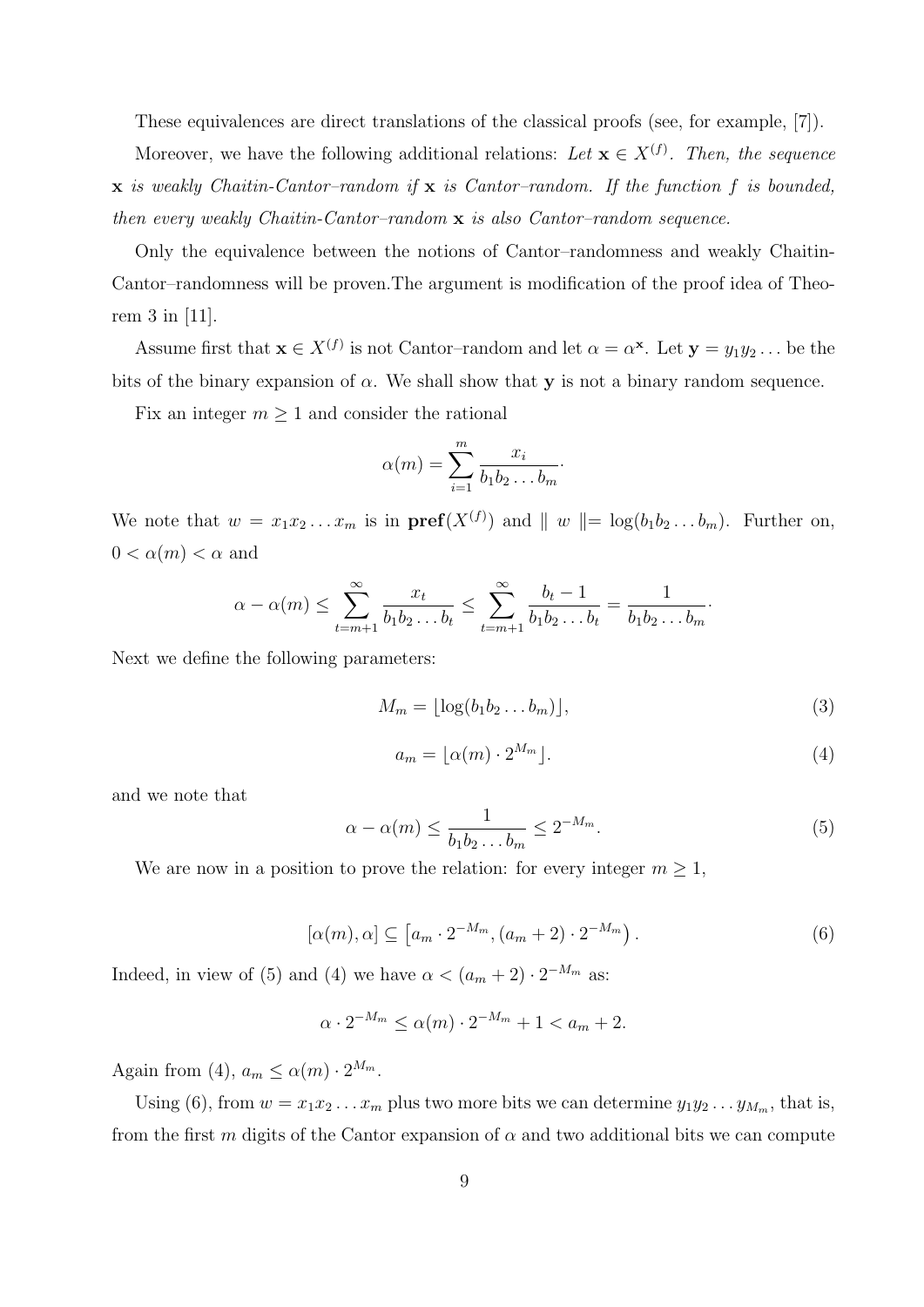These equivalences are direct translations of the classical proofs (see, for example, [7]).

Moreover, we have the following additional relations: *Let $\mathbf{x} \in X^{(f)}$. Then, the sequence $\mathbf{x}$ is weakly Chaitin-Cantor–random if $\mathbf{x}$ is Cantor–random. If the function $f$ is bounded, then every weakly Chaitin-Cantor–random $\mathbf{x}$ is also Cantor–random sequence.*

Only the equivalence between the notions of Cantor–randomness and weakly Chaitin-Cantor–randomness will be proven.The argument is modification of the proof idea of Theorem 3 in [11].

Assume first that $\mathbf{x} \in X^{(f)}$ is not Cantor–random and let $\alpha = \alpha^{\mathbf{x}}$. Let $\mathbf{y} = y_1 y_2 \ldots$ be the bits of the binary expansion of $\alpha$. We shall show that $\mathbf{y}$ is not a binary random sequence.

Fix an integer $m \geq 1$ and consider the rational

$$\alpha(m) = \sum_{i=1}^{m} \frac{x_i}{b_1 b_2 \ldots b_m}.$$

We note that $w = x_1 x_2 \ldots x_m$ is in $\mathbf{pref}(X^{(f)})$ and $\parallel w \parallel = \log(b_1 b_2 \ldots b_m)$. Further on, $0 < \alpha(m) < \alpha$ and

$$\alpha - \alpha(m) \leq \sum_{t=m+1}^{\infty} \frac{x_t}{b_1 b_2 \ldots b_t} \leq \sum_{t=m+1}^{\infty} \frac{b_t - 1}{b_1 b_2 \ldots b_t} = \frac{1}{b_1 b_2 \ldots b_m}.$$

Next we define the following parameters:

$$M_m = \lfloor \log(b_1 b_2 \ldots b_m) \rfloor, \tag{3}$$

$$a_m = \lfloor \alpha(m) \cdot 2^{M_m} \rfloor. \tag{4}$$

and we note that

$$\alpha - \alpha(m) \leq \frac{1}{b_1 b_2 \ldots b_m} \leq 2^{-M_m}. \tag{5}$$

We are now in a position to prove the relation: for every integer $m \geq 1$,

$$[\alpha(m), \alpha] \subseteq \left[a_m \cdot 2^{-M_m}, (a_m + 2) \cdot 2^{-M_m}\right). \tag{6}$$

Indeed, in view of (5) and (4) we have $\alpha < (a_m + 2) \cdot 2^{-M_m}$ as:

$$\alpha \cdot 2^{-M_m} \leq \alpha(m) \cdot 2^{-M_m} + 1 < a_m + 2.$$

Again from (4), $a_m \leq \alpha(m) \cdot 2^{M_m}$.

Using (6), from $w = x_1 x_2 \ldots x_m$ plus two more bits we can determine $y_1 y_2 \ldots y_{M_m}$, that is, from the first $m$ digits of the Cantor expansion of $\alpha$ and two additional bits we can compute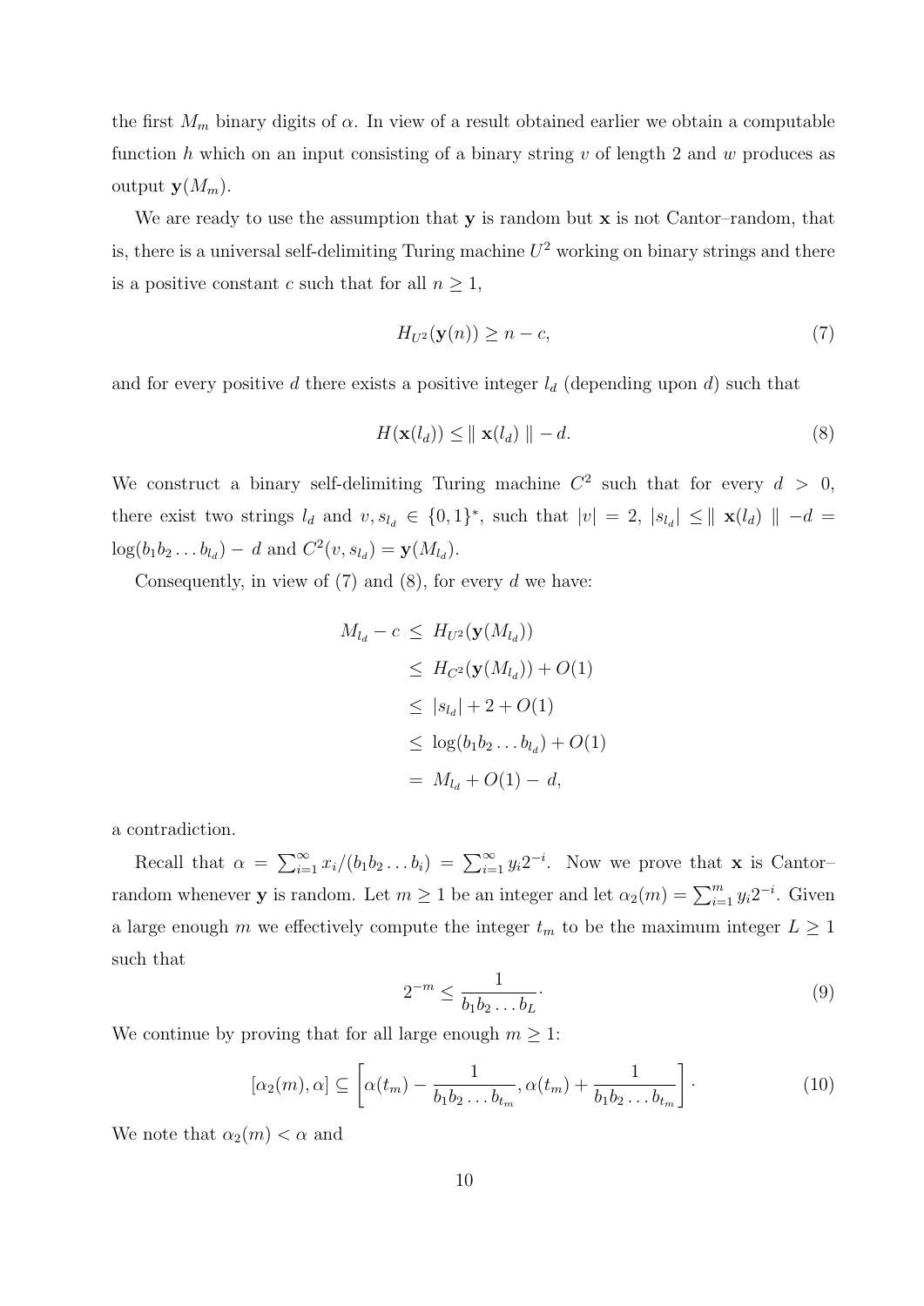the first $M_m$ binary digits of $\alpha$. In view of a result obtained earlier we obtain a computable function $h$ which on an input consisting of a binary string $v$ of length 2 and $w$ produces as output $\mathbf{y}(M_m)$.

We are ready to use the assumption that $\mathbf{y}$ is random but $\mathbf{x}$ is not Cantor–random, that is, there is a universal self-delimiting Turing machine $U^2$ working on binary strings and there is a positive constant $c$ such that for all $n \geq 1$,

$$H_{U^2}(\mathbf{y}(n)) \geq n - c, \tag{7}$$

and for every positive $d$ there exists a positive integer $l_d$ (depending upon $d$) such that

$$H(\mathbf{x}(l_d)) \leq \parallel \mathbf{x}(l_d) \parallel - d. \tag{8}$$

We construct a binary self-delimiting Turing machine $C^2$ such that for every $d > 0$, there exist two strings $l_d$ and $v, s_{l_d} \in \{0,1\}^*$, such that $|v| = 2$, $|s_{l_d}| \leq \parallel \mathbf{x}(l_d) \parallel - d = \log(b_1 b_2 \ldots b_{l_d}) - d$ and $C^2(v, s_{l_d}) = \mathbf{y}(M_{l_d})$.

Consequently, in view of (7) and (8), for every $d$ we have:

$$\begin{aligned}
M_{l_d} - c \;&\leq\; H_{U^2}(\mathbf{y}(M_{l_d})) \\
&\leq\; H_{C^2}(\mathbf{y}(M_{l_d})) + O(1) \\
&\leq\; |s_{l_d}| + 2 + O(1) \\
&\leq\; \log(b_1 b_2 \ldots b_{l_d}) + O(1) \\
&=\; M_{l_d} + O(1) - d,
\end{aligned}$$

a contradiction.

Recall that $\alpha = \sum_{i=1}^{\infty} x_i/(b_1 b_2 \ldots b_i) = \sum_{i=1}^{\infty} y_i 2^{-i}$. Now we prove that $\mathbf{x}$ is Cantor–random whenever $\mathbf{y}$ is random. Let $m \geq 1$ be an integer and let $\alpha_2(m) = \sum_{i=1}^{m} y_i 2^{-i}$. Given a large enough $m$ we effectively compute the integer $t_m$ to be the maximum integer $L \geq 1$ such that

$$2^{-m} \leq \frac{1}{b_1 b_2 \ldots b_L}. \tag{9}$$

We continue by proving that for all large enough $m \geq 1$:

$$[\alpha_2(m), \alpha] \subseteq \left[\alpha(t_m) - \frac{1}{b_1 b_2 \ldots b_{t_m}}, \alpha(t_m) + \frac{1}{b_1 b_2 \ldots b_{t_m}}\right]. \tag{10}$$

We note that $\alpha_2(m) < \alpha$ and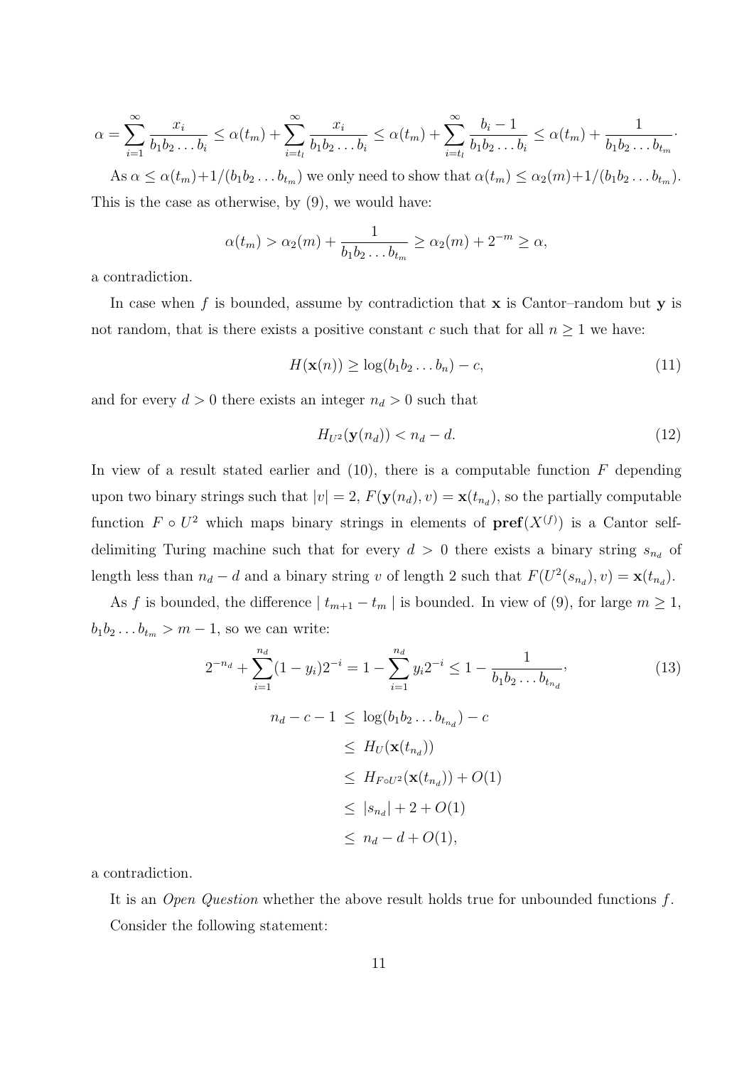$$\alpha = \sum_{i=1}^{\infty} \frac{x_i}{b_1 b_2 \dots b_i} \leq \alpha(t_m) + \sum_{i=t_l}^{\infty} \frac{x_i}{b_1 b_2 \dots b_i} \leq \alpha(t_m) + \sum_{i=t_l}^{\infty} \frac{b_i - 1}{b_1 b_2 \dots b_i} \leq \alpha(t_m) + \frac{1}{b_1 b_2 \dots b_{t_m}}.$$

As $\alpha \leq \alpha(t_m) + 1/(b_1 b_2 \dots b_{t_m})$ we only need to show that $\alpha(t_m) \leq \alpha_2(m) + 1/(b_1 b_2 \dots b_{t_m})$. This is the case as otherwise, by (9), we would have:

$$\alpha(t_m) > \alpha_2(m) + \frac{1}{b_1 b_2 \dots b_{t_m}} \geq \alpha_2(m) + 2^{-m} \geq \alpha,$$

a contradiction.

In case when $f$ is bounded, assume by contradiction that $\mathbf{x}$ is Cantor–random but $\mathbf{y}$ is not random, that is there exists a positive constant $c$ such that for all $n \geq 1$ we have:

$$H(\mathbf{x}(n)) \geq \log(b_1 b_2 \dots b_n) - c, \tag{11}$$

and for every $d > 0$ there exists an integer $n_d > 0$ such that

$$H_{U^2}(\mathbf{y}(n_d)) < n_d - d. \tag{12}$$

In view of a result stated earlier and (10), there is a computable function $F$ depending upon two binary strings such that $|v| = 2$, $F(\mathbf{y}(n_d), v) = \mathbf{x}(t_{n_d})$, so the partially computable function $F \circ U^2$ which maps binary strings in elements of $\mathbf{pref}(X^{(f)})$ is a Cantor self-delimiting Turing machine such that for every $d > 0$ there exists a binary string $s_{n_d}$ of length less than $n_d - d$ and a binary string $v$ of length 2 such that $F(U^2(s_{n_d}), v) = \mathbf{x}(t_{n_d})$.

As $f$ is bounded, the difference $\mid t_{m+1} - t_m \mid$ is bounded. In view of (9), for large $m \geq 1$, $b_1 b_2 \dots b_{t_m} > m - 1$, so we can write:

$$2^{-n_d} + \sum_{i=1}^{n_d} (1 - y_i) 2^{-i} = 1 - \sum_{i=1}^{n_d} y_i 2^{-i} \leq 1 - \frac{1}{b_1 b_2 \dots b_{t_{n_d}}}, \tag{13}$$

$$\begin{aligned}
n_d - c - 1 \;&\leq\; \log(b_1 b_2 \dots b_{t_{n_d}}) - c \\
&\leq\; H_U(\mathbf{x}(t_{n_d})) \\
&\leq\; H_{F \circ U^2}(\mathbf{x}(t_{n_d})) + O(1) \\
&\leq\; |s_{n_d}| + 2 + O(1) \\
&\leq\; n_d - d + O(1),
\end{aligned}$$

a contradiction.

It is an *Open Question* whether the above result holds true for unbounded functions $f$.

Consider the following statement: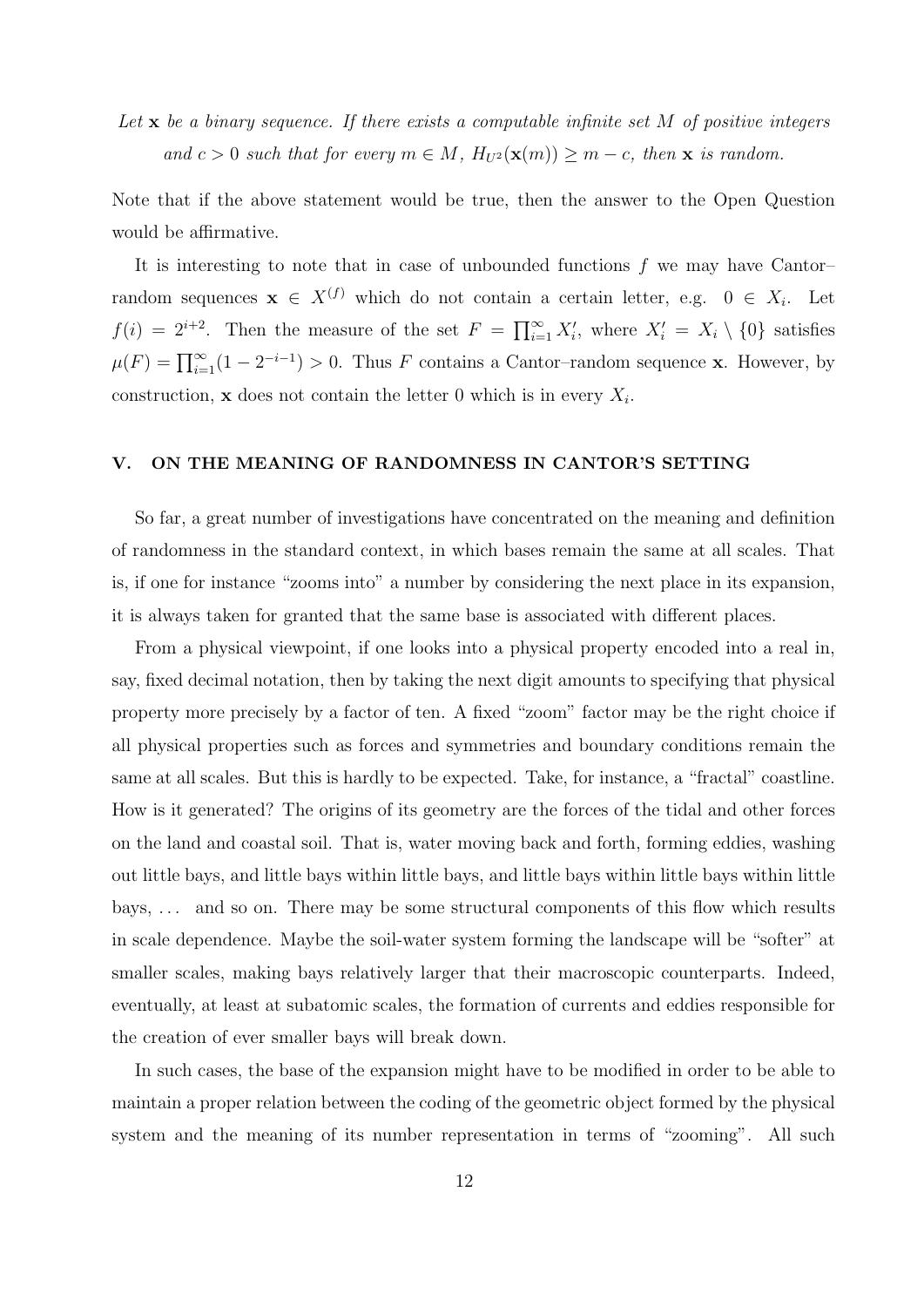*Let $\mathbf{x}$ be a binary sequence. If there exists a computable infinite set $M$ of positive integers and $c > 0$ such that for every $m \in M$, $H_{U^2}(\mathbf{x}(m)) \geq m - c$, then $\mathbf{x}$ is random.*

Note that if the above statement would be true, then the answer to the Open Question would be affirmative.

It is interesting to note that in case of unbounded functions $f$ we may have Cantor–random sequences $\mathbf{x} \in X^{(f)}$ which do not contain a certain letter, e.g. $0 \in X_i$. Let $f(i) = 2^{i+2}$. Then the measure of the set $F = \prod_{i=1}^{\infty} X'_i$, where $X'_i = X_i \setminus \{0\}$ satisfies $\mu(F) = \prod_{i=1}^{\infty}(1 - 2^{-i-1}) > 0$. Thus $F$ contains a Cantor–random sequence $\mathbf{x}$. However, by construction, $\mathbf{x}$ does not contain the letter 0 which is in every $X_i$.

## V. ON THE MEANING OF RANDOMNESS IN CANTOR'S SETTING

So far, a great number of investigations have concentrated on the meaning and definition of randomness in the standard context, in which bases remain the same at all scales. That is, if one for instance "zooms into" a number by considering the next place in its expansion, it is always taken for granted that the same base is associated with different places.

From a physical viewpoint, if one looks into a physical property encoded into a real in, say, fixed decimal notation, then by taking the next digit amounts to specifying that physical property more precisely by a factor of ten. A fixed "zoom" factor may be the right choice if all physical properties such as forces and symmetries and boundary conditions remain the same at all scales. But this is hardly to be expected. Take, for instance, a "fractal" coastline. How is it generated? The origins of its geometry are the forces of the tidal and other forces on the land and coastal soil. That is, water moving back and forth, forming eddies, washing out little bays, and little bays within little bays, and little bays within little bays within little bays, ... and so on. There may be some structural components of this flow which results in scale dependence. Maybe the soil-water system forming the landscape will be "softer" at smaller scales, making bays relatively larger that their macroscopic counterparts. Indeed, eventually, at least at subatomic scales, the formation of currents and eddies responsible for the creation of ever smaller bays will break down.

In such cases, the base of the expansion might have to be modified in order to be able to maintain a proper relation between the coding of the geometric object formed by the physical system and the meaning of its number representation in terms of "zooming". All such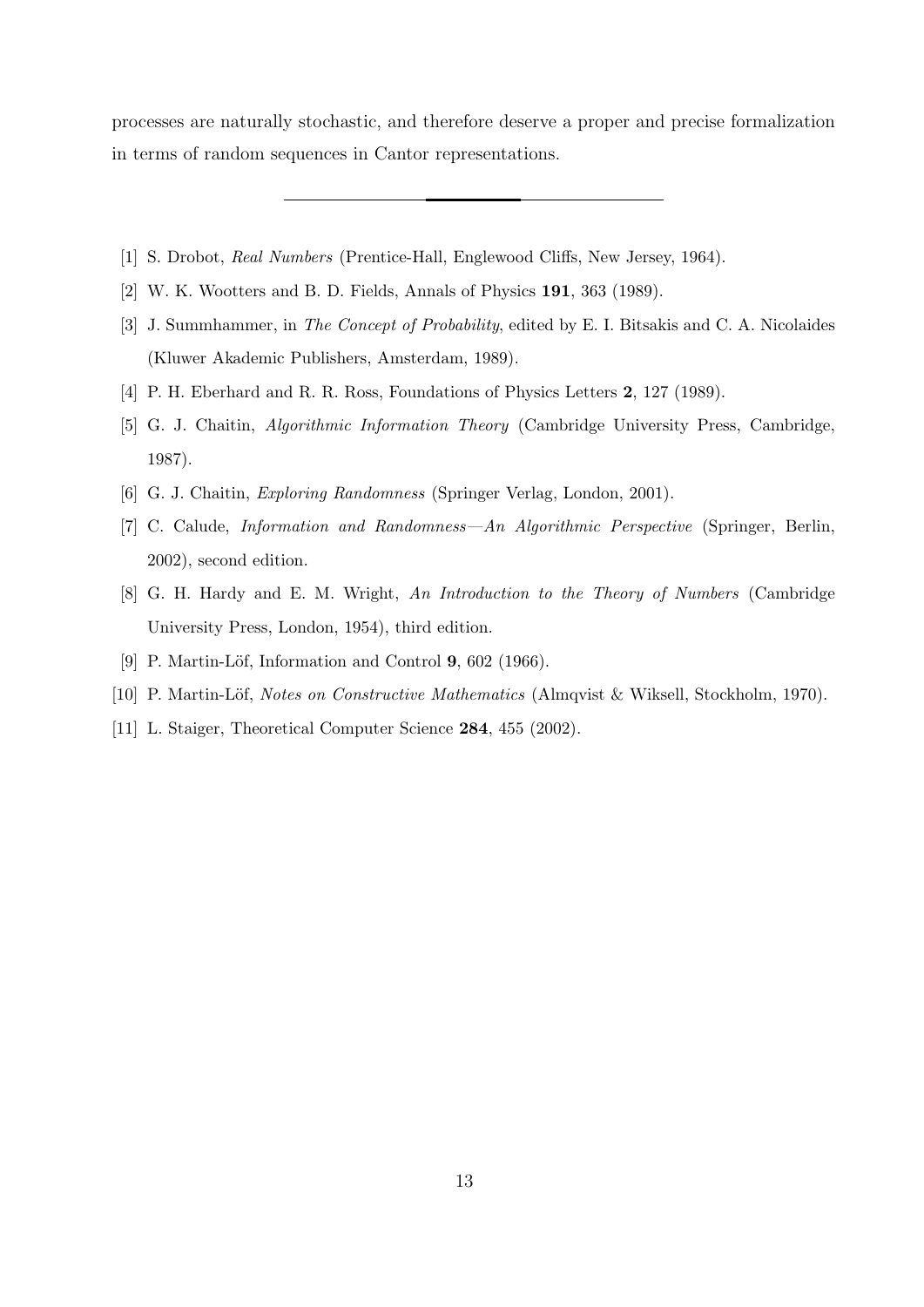processes are naturally stochastic, and therefore deserve a proper and precise formalization in terms of random sequences in Cantor representations.

---

[1] S. Drobot, *Real Numbers* (Prentice-Hall, Englewood Cliffs, New Jersey, 1964).

[2] W. K. Wootters and B. D. Fields, Annals of Physics **191**, 363 (1989).

[3] J. Summhammer, in *The Concept of Probability*, edited by E. I. Bitsakis and C. A. Nicolaides (Kluwer Akademic Publishers, Amsterdam, 1989).

[4] P. H. Eberhard and R. R. Ross, Foundations of Physics Letters **2**, 127 (1989).

[5] G. J. Chaitin, *Algorithmic Information Theory* (Cambridge University Press, Cambridge, 1987).

[6] G. J. Chaitin, *Exploring Randomness* (Springer Verlag, London, 2001).

[7] C. Calude, *Information and Randomness—An Algorithmic Perspective* (Springer, Berlin, 2002), second edition.

[8] G. H. Hardy and E. M. Wright, *An Introduction to the Theory of Numbers* (Cambridge University Press, London, 1954), third edition.

[9] P. Martin-Löf, Information and Control **9**, 602 (1966).

[10] P. Martin-Löf, *Notes on Constructive Mathematics* (Almqvist & Wiksell, Stockholm, 1970).

[11] L. Staiger, Theoretical Computer Science **284**, 455 (2002).